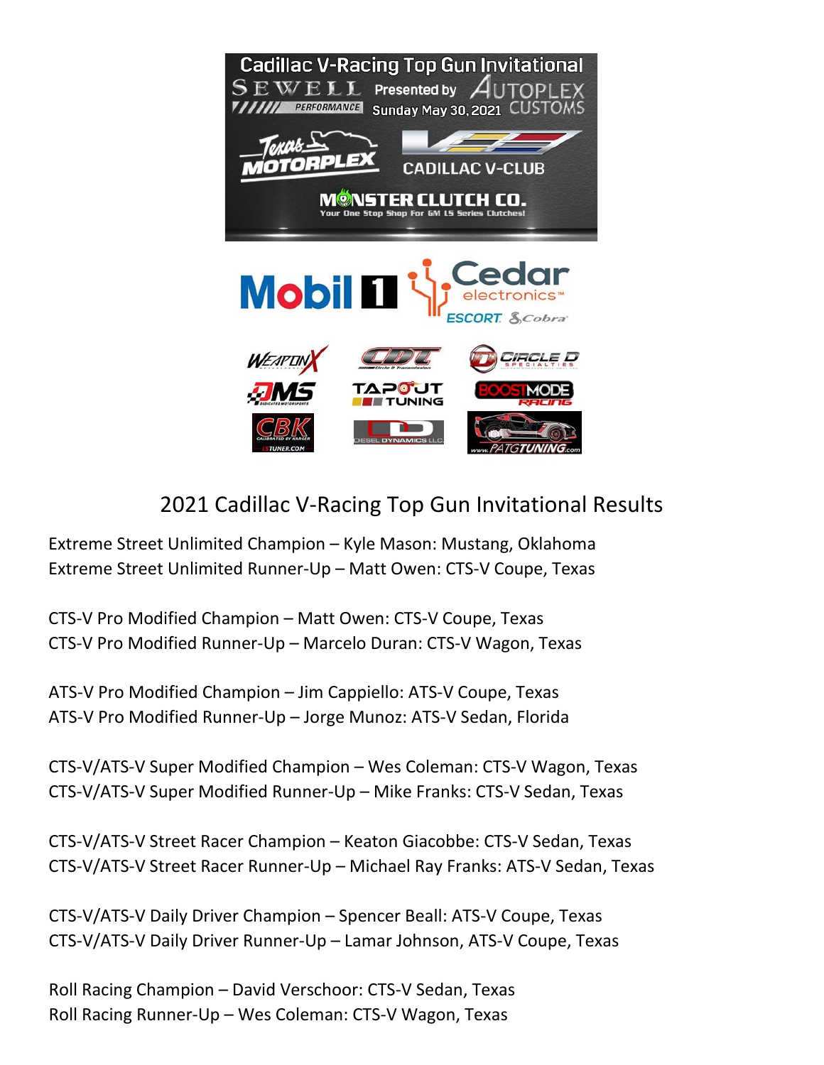## 2021 Cadillac V-Racing Top Gun Invitational Results

Extreme Street Unlimited Champion – Kyle Mason: Mustang, Oklahoma
Extreme Street Unlimited Runner-Up – Matt Owen: CTS-V Coupe, Texas

CTS-V Pro Modified Champion – Matt Owen: CTS-V Coupe, Texas
CTS-V Pro Modified Runner-Up – Marcelo Duran: CTS-V Wagon, Texas

ATS-V Pro Modified Champion – Jim Cappiello: ATS-V Coupe, Texas
ATS-V Pro Modified Runner-Up – Jorge Munoz: ATS-V Sedan, Florida

CTS-V/ATS-V Super Modified Champion – Wes Coleman: CTS-V Wagon, Texas
CTS-V/ATS-V Super Modified Runner-Up – Mike Franks: CTS-V Sedan, Texas

CTS-V/ATS-V Street Racer Champion – Keaton Giacobbe: CTS-V Sedan, Texas
CTS-V/ATS-V Street Racer Runner-Up – Michael Ray Franks: ATS-V Sedan, Texas

CTS-V/ATS-V Daily Driver Champion – Spencer Beall: ATS-V Coupe, Texas
CTS-V/ATS-V Daily Driver Runner-Up – Lamar Johnson, ATS-V Coupe, Texas

Roll Racing Champion – David Verschoor: CTS-V Sedan, Texas
Roll Racing Runner-Up – Wes Coleman: CTS-V Wagon, Texas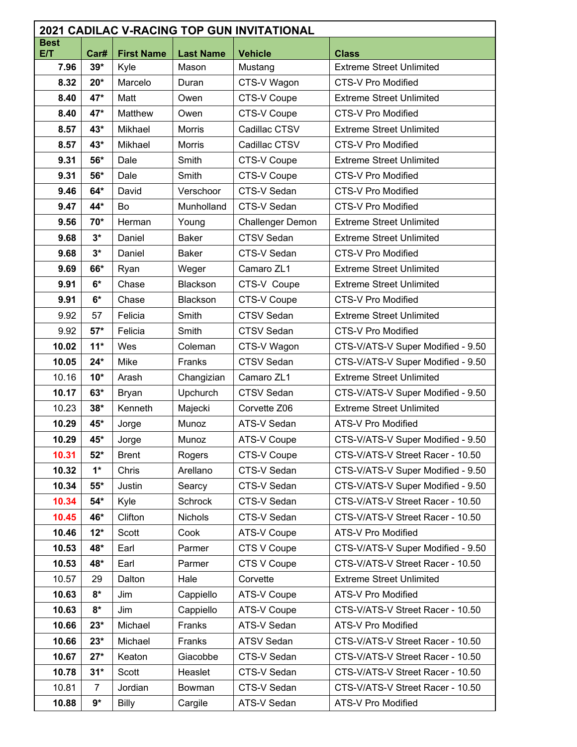| 2021 CADILLAC V-RACING TOP GUN INVITATIONAL | | | | | |
|---|---|---|---|---|---|
| **Best E/T** | **Car#** | **First Name** | **Last Name** | **Vehicle** | **Class** |
| **7.96** | **39*** | Kyle | Mason | Mustang | Extreme Street Unlimited |
| **8.32** | **20*** | Marcelo | Duran | CTS-V Wagon | CTS-V Pro Modified |
| **8.40** | **47*** | Matt | Owen | CTS-V Coupe | Extreme Street Unlimited |
| **8.40** | **47*** | Matthew | Owen | CTS-V Coupe | CTS-V Pro Modified |
| **8.57** | **43*** | Mikhael | Morris | Cadillac CTSV | Extreme Street Unlimited |
| **8.57** | **43*** | Mikhael | Morris | Cadillac CTSV | CTS-V Pro Modified |
| **9.31** | **56*** | Dale | Smith | CTS-V Coupe | Extreme Street Unlimited |
| **9.31** | **56*** | Dale | Smith | CTS-V Coupe | CTS-V Pro Modified |
| **9.46** | **64*** | David | Verschoor | CTS-V Sedan | CTS-V Pro Modified |
| **9.47** | **44*** | Bo | Munholland | CTS-V Sedan | CTS-V Pro Modified |
| **9.56** | **70*** | Herman | Young | Challenger Demon | Extreme Street Unlimited |
| **9.68** | **3*** | Daniel | Baker | CTSV Sedan | Extreme Street Unlimited |
| **9.68** | **3*** | Daniel | Baker | CTS-V Sedan | CTS-V Pro Modified |
| **9.69** | **66*** | Ryan | Weger | Camaro ZL1 | Extreme Street Unlimited |
| **9.91** | **6*** | Chase | Blackson | CTS-V Coupe | Extreme Street Unlimited |
| **9.91** | **6*** | Chase | Blackson | CTS-V Coupe | CTS-V Pro Modified |
| 9.92 | 57 | Felicia | Smith | CTSV Sedan | Extreme Street Unlimited |
| 9.92 | **57*** | Felicia | Smith | CTSV Sedan | CTS-V Pro Modified |
| **10.02** | **11*** | Wes | Coleman | CTS-V Wagon | CTS-V/ATS-V Super Modified - 9.50 |
| **10.05** | **24*** | Mike | Franks | CTSV Sedan | CTS-V/ATS-V Super Modified - 9.50 |
| 10.16 | **10*** | Arash | Changizian | Camaro ZL1 | Extreme Street Unlimited |
| **10.17** | **63*** | Bryan | Upchurch | CTSV Sedan | CTS-V/ATS-V Super Modified - 9.50 |
| 10.23 | **38*** | Kenneth | Majecki | Corvette Z06 | Extreme Street Unlimited |
| **10.29** | **45*** | Jorge | Munoz | ATS-V Sedan | ATS-V Pro Modified |
| **10.29** | **45*** | Jorge | Munoz | ATS-V Coupe | CTS-V/ATS-V Super Modified - 9.50 |
| **10.31** | **52*** | Brent | Rogers | CTS-V Coupe | CTS-V/ATS-V Street Racer - 10.50 |
| **10.32** | **1*** | Chris | Arellano | CTS-V Sedan | CTS-V/ATS-V Super Modified - 9.50 |
| **10.34** | **55*** | Justin | Searcy | CTS-V Sedan | CTS-V/ATS-V Super Modified - 9.50 |
| **10.34** | **54*** | Kyle | Schrock | CTS-V Sedan | CTS-V/ATS-V Street Racer - 10.50 |
| **10.45** | **46*** | Clifton | Nichols | CTS-V Sedan | CTS-V/ATS-V Street Racer - 10.50 |
| **10.46** | **12*** | Scott | Cook | ATS-V Coupe | ATS-V Pro Modified |
| **10.53** | **48*** | Earl | Parmer | CTS V Coupe | CTS-V/ATS-V Super Modified - 9.50 |
| **10.53** | **48*** | Earl | Parmer | CTS V Coupe | CTS-V/ATS-V Street Racer - 10.50 |
| 10.57 | 29 | Dalton | Hale | Corvette | Extreme Street Unlimited |
| **10.63** | **8*** | Jim | Cappiello | ATS-V Coupe | ATS-V Pro Modified |
| **10.63** | **8*** | Jim | Cappiello | ATS-V Coupe | CTS-V/ATS-V Street Racer - 10.50 |
| **10.66** | **23*** | Michael | Franks | ATS-V Sedan | ATS-V Pro Modified |
| **10.66** | **23*** | Michael | Franks | ATSV Sedan | CTS-V/ATS-V Street Racer - 10.50 |
| **10.67** | **27*** | Keaton | Giacobbe | CTS-V Sedan | CTS-V/ATS-V Street Racer - 10.50 |
| **10.78** | **31*** | Scott | Heaslet | CTS-V Sedan | CTS-V/ATS-V Street Racer - 10.50 |
| 10.81 | 7 | Jordian | Bowman | CTS-V Sedan | CTS-V/ATS-V Street Racer - 10.50 |
| **10.88** | **9*** | Billy | Cargile | ATS-V Sedan | ATS-V Pro Modified |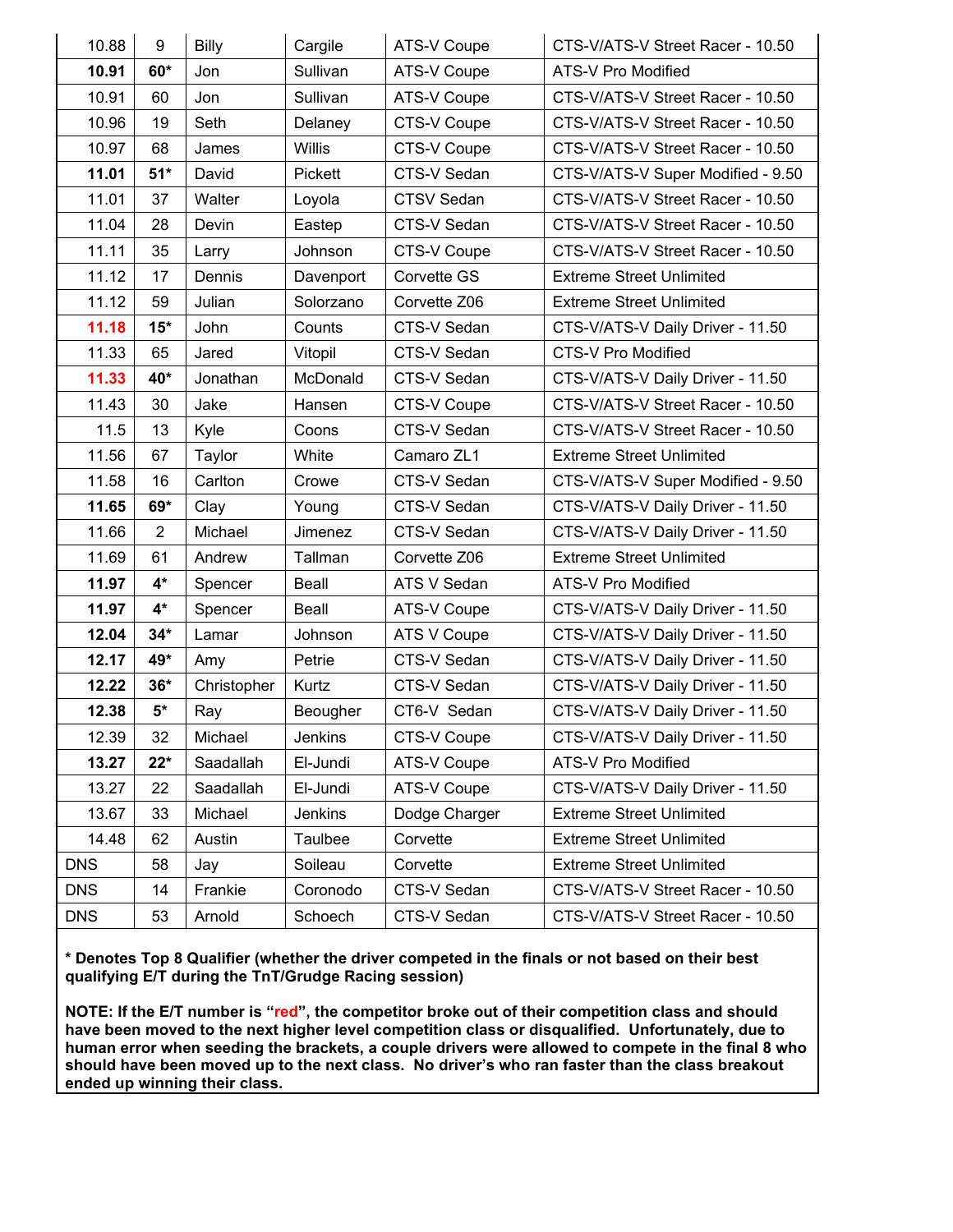| | | | | | |
|---|---|---|---|---|---|
| 10.88 | 9 | Billy | Cargile | ATS-V Coupe | CTS-V/ATS-V Street Racer - 10.50 |
| **10.91** | **60*** | Jon | Sullivan | ATS-V Coupe | ATS-V Pro Modified |
| 10.91 | 60 | Jon | Sullivan | ATS-V Coupe | CTS-V/ATS-V Street Racer - 10.50 |
| 10.96 | 19 | Seth | Delaney | CTS-V Coupe | CTS-V/ATS-V Street Racer - 10.50 |
| 10.97 | 68 | James | Willis | CTS-V Coupe | CTS-V/ATS-V Street Racer - 10.50 |
| **11.01** | **51*** | David | Pickett | CTS-V Sedan | CTS-V/ATS-V Super Modified - 9.50 |
| 11.01 | 37 | Walter | Loyola | CTSV Sedan | CTS-V/ATS-V Street Racer - 10.50 |
| 11.04 | 28 | Devin | Eastep | CTS-V Sedan | CTS-V/ATS-V Street Racer - 10.50 |
| 11.11 | 35 | Larry | Johnson | CTS-V Coupe | CTS-V/ATS-V Street Racer - 10.50 |
| 11.12 | 17 | Dennis | Davenport | Corvette GS | Extreme Street Unlimited |
| 11.12 | 59 | Julian | Solorzano | Corvette Z06 | Extreme Street Unlimited |
| **11.18** | **15*** | John | Counts | CTS-V Sedan | CTS-V/ATS-V Daily Driver - 11.50 |
| 11.33 | 65 | Jared | Vitopil | CTS-V Sedan | CTS-V Pro Modified |
| **11.33** | **40*** | Jonathan | McDonald | CTS-V Sedan | CTS-V/ATS-V Daily Driver - 11.50 |
| 11.43 | 30 | Jake | Hansen | CTS-V Coupe | CTS-V/ATS-V Street Racer - 10.50 |
| 11.5 | 13 | Kyle | Coons | CTS-V Sedan | CTS-V/ATS-V Street Racer - 10.50 |
| 11.56 | 67 | Taylor | White | Camaro ZL1 | Extreme Street Unlimited |
| 11.58 | 16 | Carlton | Crowe | CTS-V Sedan | CTS-V/ATS-V Super Modified - 9.50 |
| **11.65** | **69*** | Clay | Young | CTS-V Sedan | CTS-V/ATS-V Daily Driver - 11.50 |
| 11.66 | 2 | Michael | Jimenez | CTS-V Sedan | CTS-V/ATS-V Daily Driver - 11.50 |
| 11.69 | 61 | Andrew | Tallman | Corvette Z06 | Extreme Street Unlimited |
| **11.97** | **4*** | Spencer | Beall | ATS V Sedan | ATS-V Pro Modified |
| **11.97** | **4*** | Spencer | Beall | ATS-V Coupe | CTS-V/ATS-V Daily Driver - 11.50 |
| **12.04** | **34*** | Lamar | Johnson | ATS V Coupe | CTS-V/ATS-V Daily Driver - 11.50 |
| **12.17** | **49*** | Amy | Petrie | CTS-V Sedan | CTS-V/ATS-V Daily Driver - 11.50 |
| **12.22** | **36*** | Christopher | Kurtz | CTS-V Sedan | CTS-V/ATS-V Daily Driver - 11.50 |
| **12.38** | **5*** | Ray | Beougher | CT6-V Sedan | CTS-V/ATS-V Daily Driver - 11.50 |
| 12.39 | 32 | Michael | Jenkins | CTS-V Coupe | CTS-V/ATS-V Daily Driver - 11.50 |
| **13.27** | **22*** | Saadallah | El-Jundi | ATS-V Coupe | ATS-V Pro Modified |
| 13.27 | 22 | Saadallah | El-Jundi | ATS-V Coupe | CTS-V/ATS-V Daily Driver - 11.50 |
| 13.67 | 33 | Michael | Jenkins | Dodge Charger | Extreme Street Unlimited |
| 14.48 | 62 | Austin | Taulbee | Corvette | Extreme Street Unlimited |
| DNS | 58 | Jay | Soileau | Corvette | Extreme Street Unlimited |
| DNS | 14 | Frankie | Coronodo | CTS-V Sedan | CTS-V/ATS-V Street Racer - 10.50 |
| DNS | 53 | Arnold | Schoech | CTS-V Sedan | CTS-V/ATS-V Street Racer - 10.50 |

**\* Denotes Top 8 Qualifier (whether the driver competed in the finals or not based on their best qualifying E/T during the TnT/Grudge Racing session)**

**NOTE: If the E/T number is "red", the competitor broke out of their competition class and should have been moved to the next higher level competition class or disqualified. Unfortunately, due to human error when seeding the brackets, a couple drivers were allowed to compete in the final 8 who should have been moved up to the next class. No driver's who ran faster than the class breakout ended up winning their class.**